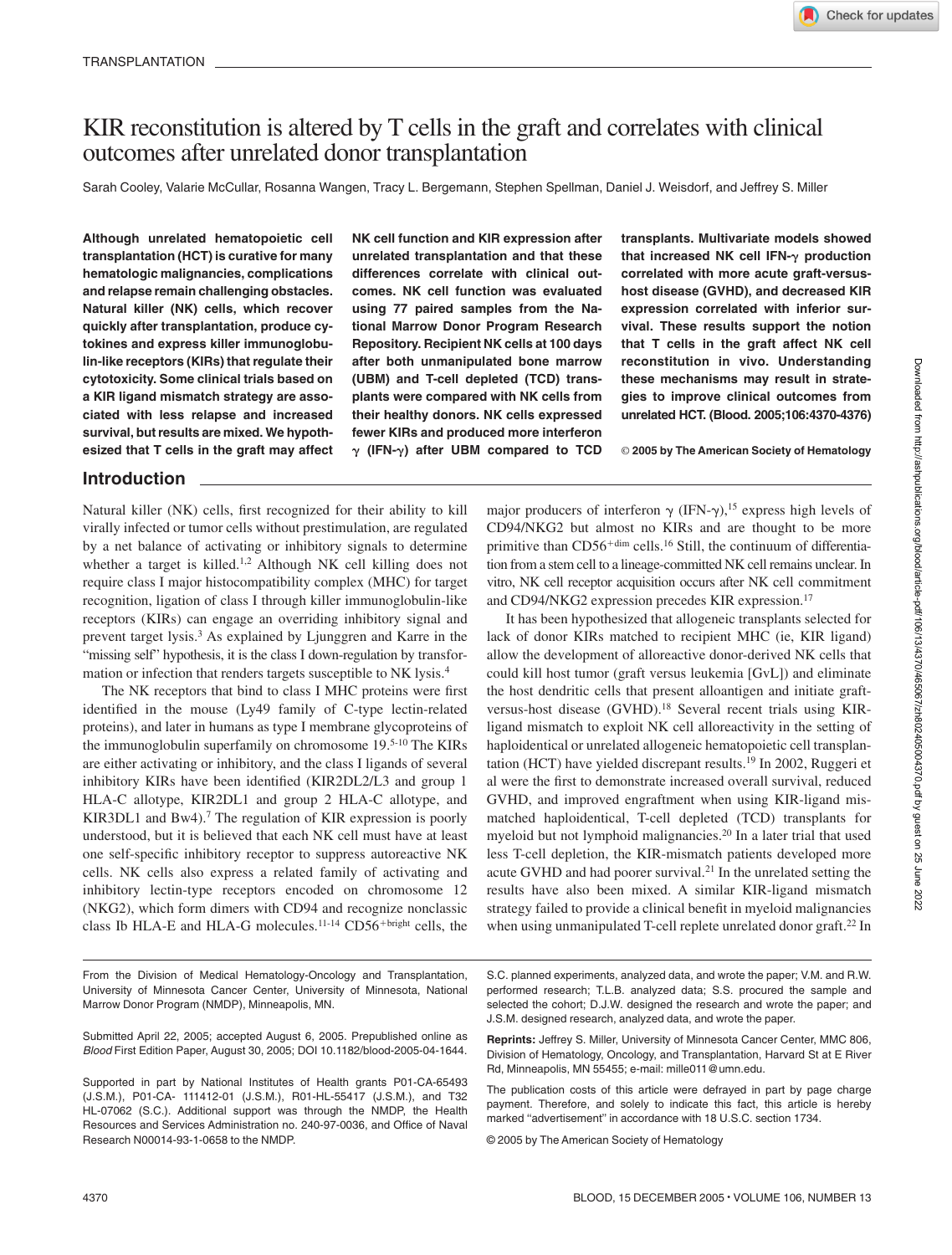TRANSPLANTATION

# KIR reconstitution is altered by T cells in the graft and correlates with clinical outcomes after unrelated donor transplantation

Sarah Cooley, Valarie McCullar, Rosanna Wangen, Tracy L. Bergemann, Stephen Spellman, Daniel J. Weisdorf, and Jeffrey S. Miller

**Although unrelated hematopoietic cell transplantation (HCT) is curative for many hematologic malignancies, complications and relapse remain challenging obstacles. Natural killer (NK) cells, which recover quickly after transplantation, produce cytokines and express killer immunoglobulin-like receptors (KIRs) that regulate their cytotoxicity. Some clinical trials based on a KIR ligand mismatch strategy are associated with less relapse and increased survival, but results are mixed. We hypothesized that T cells in the graft may affect NK cell function and KIR expression after unrelated transplantation and that these differences correlate with clinical outcomes. NK cell function was evaluated using 77 paired samples from the National Marrow Donor Program Research Repository. Recipient NK cells at 100 days after both unmanipulated bone marrow (UBM) and T-cell depleted (TCD) transplants were compared with NK cells from their healthy donors. NK cells expressed fewer KIRs and produced more interferon γ (IFN-γ) after UBM compared to TCD transplants. Multivariate models showed that increased NK cell IFN-γ production correlated with more acute graft-versus-host disease (GVHD), and decreased KIR expression correlated with inferior survival. These results support the notion that T cells in the graft affect NK cell reconstitution in vivo. Understanding these mechanisms may result in strategies to improve clinical outcomes from unrelated HCT. (Blood. 2005;106:4370-4376)**

© 2005 by The American Society of Hematology

## Introduction

Natural killer (NK) cells, first recognized for their ability to kill virally infected or tumor cells without prestimulation, are regulated by a net balance of activating or inhibitory signals to determine whether a target is killed.[1,2] Although NK cell killing does not require class I major histocompatibility complex (MHC) for target recognition, ligation of class I through killer immunoglobulin-like receptors (KIRs) can engage an overriding inhibitory signal and prevent target lysis.[3] As explained by Ljunggren and Karre in the "missing self" hypothesis, it is the class I down-regulation by transformation or infection that renders targets susceptible to NK lysis.[4]

The NK receptors that bind to class I MHC proteins were first identified in the mouse (Ly49 family of C-type lectin-related proteins), and later in humans as type I membrane glycoproteins of the immunoglobulin superfamily on chromosome 19.[5-10] The KIRs are either activating or inhibitory, and the class I ligands of several inhibitory KIRs have been identified (KIR2DL2/L3 and group 1 HLA-C allotype, KIR2DL1 and group 2 HLA-C allotype, and KIR3DL1 and Bw4).[7] The regulation of KIR expression is poorly understood, but it is believed that each NK cell must have at least one self-specific inhibitory receptor to suppress autoreactive NK cells. NK cells also express a related family of activating and inhibitory lectin-type receptors encoded on chromosome 12 (NKG2), which form dimers with CD94 and recognize nonclassic class Ib HLA-E and HLA-G molecules.[11-14] $CD56^{+bright}$ cells, the major producers of interferon γ (IFN-γ),[15] express high levels of CD94/NKG2 but almost no KIRs and are thought to be more primitive than $CD56^{+dim}$ cells.[16] Still, the continuum of differentiation from a stem cell to a lineage-committed NK cell remains unclear. In vitro, NK cell receptor acquisition occurs after NK cell commitment and CD94/NKG2 expression precedes KIR expression.[17]

It has been hypothesized that allogeneic transplants selected for lack of donor KIRs matched to recipient MHC (ie, KIR ligand) allow the development of alloreactive donor-derived NK cells that could kill host tumor (graft versus leukemia [GvL]) and eliminate the host dendritic cells that present alloantigen and initiate graft-versus-host disease (GVHD).[18] Several recent trials using KIR-ligand mismatch to exploit NK cell alloreactivity in the setting of haploidentical or unrelated allogeneic hematopoietic cell transplantation (HCT) have yielded discrepant results.[19] In 2002, Ruggeri et al were the first to demonstrate increased overall survival, reduced GVHD, and improved engraftment when using KIR-ligand mismatched haploidentical, T-cell depleted (TCD) transplants for myeloid but not lymphoid malignancies.[20] In a later trial that used less T-cell depletion, the KIR-mismatch patients developed more acute GVHD and had poorer survival.[21] In the unrelated setting the results have also been mixed. A similar KIR-ligand mismatch strategy failed to provide a clinical benefit in myeloid malignancies when using unmanipulated T-cell replete unrelated donor graft.[22] In

From the Division of Medical Hematology-Oncology and Transplantation, University of Minnesota Cancer Center, University of Minnesota, National Marrow Donor Program (NMDP), Minneapolis, MN.

Submitted April 22, 2005; accepted August 6, 2005. Prepublished online as *Blood* First Edition Paper, August 30, 2005; DOI 10.1182/blood-2005-04-1644.

Supported in part by National Institutes of Health grants P01-CA-65493 (J.S.M.), P01-CA- 111412-01 (J.S.M.), R01-HL-55417 (J.S.M.), and T32 HL-07062 (S.C.). Additional support was through the NMDP, the Health Resources and Services Administration no. 240-97-0036, and Office of Naval Research N00014-93-1-0658 to the NMDP.

S.C. planned experiments, analyzed data, and wrote the paper; V.M. and R.W. performed research; T.L.B. analyzed data; S.S. procured the sample and selected the cohort; D.J.W. designed the research and wrote the paper; and J.S.M. designed research, analyzed data, and wrote the paper.

**Reprints:** Jeffrey S. Miller, University of Minnesota Cancer Center, MMC 806, Division of Hematology, Oncology, and Transplantation, Harvard St at E River Rd, Minneapolis, MN 55455; e-mail: mille011@umn.edu.

The publication costs of this article were defrayed in part by page charge payment. Therefore, and solely to indicate this fact, this article is hereby marked "advertisement" in accordance with 18 U.S.C. section 1734.

© 2005 by The American Society of Hematology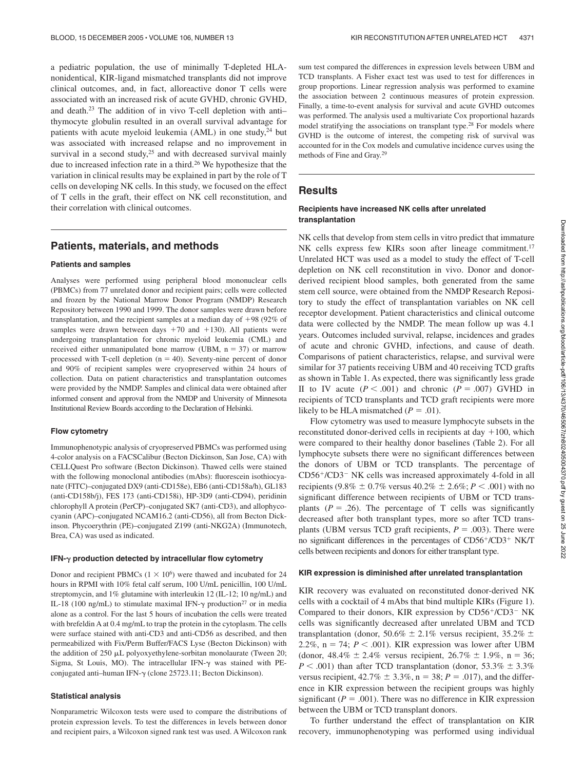a pediatric population, the use of minimally T-depleted HLA-nonidentical, KIR-ligand mismatched transplants did not improve clinical outcomes, and, in fact, alloreactive donor T cells were associated with an increased risk of acute GVHD, chronic GVHD, and death.[23] The addition of in vivo T-cell depletion with anti–thymocyte globulin resulted in an overall survival advantage for patients with acute myeloid leukemia (AML) in one study,[24] but was associated with increased relapse and no improvement in survival in a second study,[25] and with decreased survival mainly due to increased infection rate in a third.[26] We hypothesize that the variation in clinical results may be explained in part by the role of T cells on developing NK cells. In this study, we focused on the effect of T cells in the graft, their effect on NK cell reconstitution, and their correlation with clinical outcomes.

## Patients, materials, and methods

### Patients and samples

Analyses were performed using peripheral blood mononuclear cells (PBMCs) from 77 unrelated donor and recipient pairs; cells were collected and frozen by the National Marrow Donor Program (NMDP) Research Repository between 1990 and 1999. The donor samples were drawn before transplantation, and the recipient samples at a median day of +98 (92% of samples were drawn between days +70 and +130). All patients were undergoing transplantation for chronic myeloid leukemia (CML) and received either unmanipulated bone marrow (UBM, n = 37) or marrow processed with T-cell depletion (n = 40). Seventy-nine percent of donor and 90% of recipient samples were cryopreserved within 24 hours of collection. Data on patient characteristics and transplantation outcomes were provided by the NMDP. Samples and clinical data were obtained after informed consent and approval from the NMDP and University of Minnesota Institutional Review Boards according to the Declaration of Helsinki.

### Flow cytometry

Immunophenotypic analysis of cryopreserved PBMCs was performed using 4-color analysis on a FACSCalibur (Becton Dickinson, San Jose, CA) with CELLQuest Pro software (Becton Dickinson). Thawed cells were stained with the following monoclonal antibodies (mAbs): fluorescein isothiocyanate (FITC)–conjugated DX9 (anti-CD158e), EB6 (anti-CD158a/h), GL183 (anti-CD158b/j), FES 173 (anti-CD158i), HP-3D9 (anti-CD94), peridinin chlorophyll A protein (PerCP)–conjugated SK7 (anti-CD3), and allophycocyanin (APC)–conjugated NCAM16.2 (anti-CD56), all from Becton Dickinson. Phycoerythrin (PE)–conjugated Z199 (anti-NKG2A) (Immunotech, Brea, CA) was used as indicated.

### IFN-γ production detected by intracellular flow cytometry

Donor and recipient PBMCs ($1 \times 10^6$) were thawed and incubated for 24 hours in RPMI with 10% fetal calf serum, 100 U/mL penicillin, 100 U/mL streptomycin, and 1% glutamine with interleukin 12 (IL-12; 10 ng/mL) and IL-18 (100 ng/mL) to stimulate maximal IFN-γ production[27] or in media alone as a control. For the last 5 hours of incubation the cells were treated with brefeldin A at 0.4 mg/mL to trap the protein in the cytoplasm. The cells were surface stained with anti-CD3 and anti-CD56 as described, and then permeabilized with Fix/Perm Buffer/FACS Lyse (Becton Dickinson) with the addition of 250 μL polyoxyethylene-sorbitan monolaurate (Tween 20; Sigma, St Louis, MO). The intracellular IFN-γ was stained with PE-conjugated anti–human IFN-γ (clone 25723.11; Becton Dickinson).

### Statistical analysis

Nonparametric Wilcoxon tests were used to compare the distributions of protein expression levels. To test the differences in levels between donor and recipient pairs, a Wilcoxon signed rank test was used. A Wilcoxon rank sum test compared the differences in expression levels between UBM and TCD transplants. A Fisher exact test was used to test for differences in group proportions. Linear regression analysis was performed to examine the association between 2 continuous measures of protein expression. Finally, a time-to-event analysis for survival and acute GVHD outcomes was performed. The analysis used a multivariate Cox proportional hazards model stratifying the associations on transplant type.[28] For models where GVHD is the outcome of interest, the competing risk of survival was accounted for in the Cox models and cumulative incidence curves using the methods of Fine and Gray.[29]

## Results

### Recipients have increased NK cells after unrelated transplantation

NK cells that develop from stem cells in vitro predict that immature NK cells express few KIRs soon after lineage commitment.[17] Unrelated HCT was used as a model to study the effect of T-cell depletion on NK cell reconstitution in vivo. Donor and donor-derived recipient blood samples, both generated from the same stem cell source, were obtained from the NMDP Research Repository to study the effect of transplantation variables on NK cell receptor development. Patient characteristics and clinical outcome data were collected by the NMDP. The mean follow up was 4.1 years. Outcomes included survival, relapse, incidences and grades of acute and chronic GVHD, infections, and cause of death. Comparisons of patient characteristics, relapse, and survival were similar for 37 patients receiving UBM and 40 receiving TCD grafts as shown in Table 1. As expected, there was significantly less grade II to IV acute ($P < .001$) and chronic ($P = .007$) GVHD in recipients of TCD transplants and TCD graft recipients were more likely to be HLA mismatched ($P = .01$).

Flow cytometry was used to measure lymphocyte subsets in the reconstituted donor-derived cells in recipients at day +100, which were compared to their healthy donor baselines (Table 2). For all lymphocyte subsets there were no significant differences between the donors of UBM or TCD transplants. The percentage of $CD56^+/CD3^-$ NK cells was increased approximately 4-fold in all recipients (9.8% ± 0.7% versus 40.2% ± 2.6%; $P < .001$) with no significant difference between recipients of UBM or TCD transplants ($P = .26$). The percentage of T cells was significantly decreased after both transplant types, more so after TCD transplants (UBM versus TCD graft recipients, $P = .003$). There were no significant differences in the percentages of $CD56^+/CD3^+$ NK/T cells between recipients and donors for either transplant type.

### KIR expression is diminished after unrelated transplantation

KIR recovery was evaluated on reconstituted donor-derived NK cells with a cocktail of 4 mAbs that bind multiple KIRs (Figure 1). Compared to their donors, KIR expression by $CD56^+/CD3^-$ NK cells was significantly decreased after unrelated UBM and TCD transplantation (donor, 50.6% ± 2.1% versus recipient, 35.2% ± 2.2%, n = 74; $P < .001$). KIR expression was lower after UBM (donor, 48.4% ± 2.4% versus recipient, 26.7% ± 1.9%, n = 36; $P < .001$) than after TCD transplantation (donor, 53.3% ± 3.3% versus recipient, 42.7% ± 3.3%, n = 38; $P = .017$), and the difference in KIR expression between the recipient groups was highly significant ($P = .001$). There was no difference in KIR expression between the UBM or TCD transplant donors.

To further understand the effect of transplantation on KIR recovery, immunophenotyping was performed using individual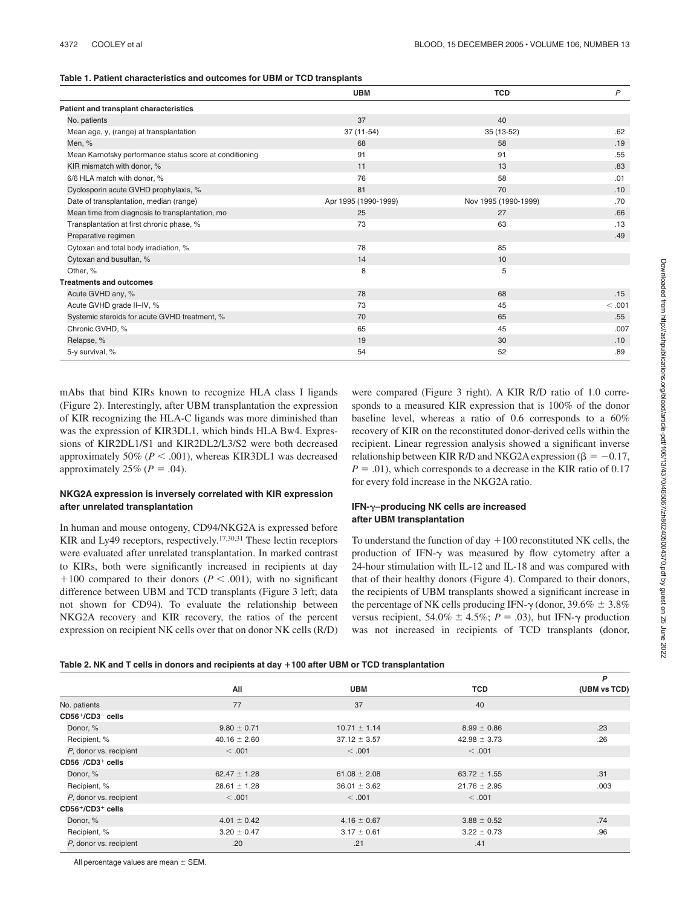**Table 1. Patient characteristics and outcomes for UBM or TCD transplants**

| | UBM | TCD | P |
|---|---|---|---|
| **Patient and transplant characteristics** | | | |
| No. patients | 37 | 40 | |
| Mean age, y, (range) at transplantation | 37 (11-54) | 35 (13-52) | .62 |
| Men, % | 68 | 58 | .19 |
| Mean Karnofsky performance status score at conditioning | 91 | 91 | .55 |
| KIR mismatch with donor, % | 11 | 13 | .83 |
| 6/6 HLA match with donor, % | 76 | 58 | .01 |
| Cyclosporin acute GVHD prophylaxis, % | 81 | 70 | .10 |
| Date of transplantation, median (range) | Apr 1995 (1990-1999) | Nov 1995 (1990-1999) | .70 |
| Mean time from diagnosis to transplantation, mo | 25 | 27 | .66 |
| Transplantation at first chronic phase, % | 73 | 63 | .13 |
| Preparative regimen | | | .49 |
| Cytoxan and total body irradiation, % | 78 | 85 | |
| Cytoxan and busulfan, % | 14 | 10 | |
| Other, % | 8 | 5 | |
| **Treatments and outcomes** | | | |
| Acute GVHD any, % | 78 | 68 | .15 |
| Acute GVHD grade II–IV, % | 73 | 45 | < .001 |
| Systemic steroids for acute GVHD treatment, % | 70 | 65 | .55 |
| Chronic GVHD, % | 65 | 45 | .007 |
| Relapse, % | 19 | 30 | .10 |
| 5-y survival, % | 54 | 52 | .89 |

mAbs that bind KIRs known to recognize HLA class I ligands (Figure 2). Interestingly, after UBM transplantation the expression of KIR recognizing the HLA-C ligands was more diminished than was the expression of KIR3DL1, which binds HLA Bw4. Expressions of KIR2DL1/S1 and KIR2DL2/L3/S2 were both decreased approximately 50% ($P < .001$), whereas KIR3DL1 was decreased approximately 25% ($P = .04$).

### NKG2A expression is inversely correlated with KIR expression after unrelated transplantation

In human and mouse ontogeny, CD94/NKG2A is expressed before KIR and Ly49 receptors, respectively.[17,30,31] These lectin receptors were evaluated after unrelated transplantation. In marked contrast to KIRs, both were significantly increased in recipients at day +100 compared to their donors ($P < .001$), with no significant difference between UBM and TCD transplants (Figure 3 left; data not shown for CD94). To evaluate the relationship between NKG2A recovery and KIR recovery, the ratios of the percent expression on recipient NK cells over that on donor NK cells (R/D) were compared (Figure 3 right). A KIR R/D ratio of 1.0 corresponds to a measured KIR expression that is 100% of the donor baseline level, whereas a ratio of 0.6 corresponds to a 60% recovery of KIR on the reconstituted donor-derived cells within the recipient. Linear regression analysis showed a significant inverse relationship between KIR R/D and NKG2A expression ($\beta = -0.17$, $P = .01$), which corresponds to a decrease in the KIR ratio of 0.17 for every fold increase in the NKG2A ratio.

### IFN-γ–producing NK cells are increased after UBM transplantation

To understand the function of day +100 reconstituted NK cells, the production of IFN-γ was measured by flow cytometry after a 24-hour stimulation with IL-12 and IL-18 and was compared with that of their healthy donors (Figure 4). Compared to their donors, the recipients of UBM transplants showed a significant increase in the percentage of NK cells producing IFN-γ (donor, 39.6% ± 3.8% versus recipient, 54.0% ± 4.5%; $P = .03$), but IFN-γ production was not increased in recipients of TCD transplants (donor,

**Table 2. NK and T cells in donors and recipients at day +100 after UBM or TCD transplantation**

| | All | UBM | TCD | P (UBM vs TCD) |
|---|---|---|---|---|
| No. patients | 77 | 37 | 40 | |
| **$CD56^+/CD3^-$ cells** | | | | |
| Donor, % | 9.80 ± 0.71 | 10.71 ± 1.14 | 8.99 ± 0.86 | .23 |
| Recipient, % | 40.16 ± 2.60 | 37.12 ± 3.57 | 42.98 ± 3.73 | .26 |
| P, donor vs. recipient | < .001 | < .001 | < .001 | |
| **$CD56^-/CD3^+$ cells** | | | | |
| Donor, % | 62.47 ± 1.28 | 61.08 ± 2.08 | 63.72 ± 1.55 | .31 |
| Recipient, % | 28.61 ± 1.28 | 36.01 ± 3.62 | 21.76 ± 2.95 | .003 |
| P, donor vs. recipient | < .001 | < .001 | < .001 | |
| **$CD56^+/CD3^+$ cells** | | | | |
| Donor, % | 4.01 ± 0.42 | 4.16 ± 0.67 | 3.88 ± 0.52 | .74 |
| Recipient, % | 3.20 ± 0.47 | 3.17 ± 0.61 | 3.22 ± 0.73 | .96 |
| P, donor vs. recipient | .20 | .21 | .41 | |

All percentage values are mean ± SEM.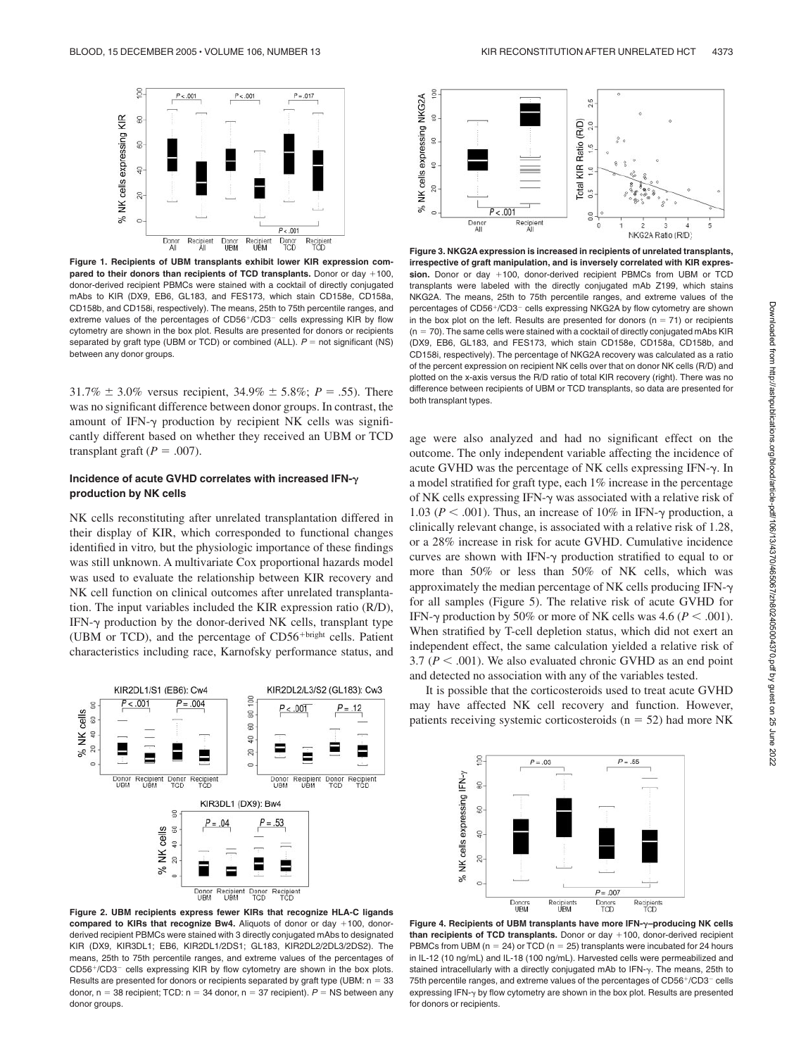**Figure 1. Recipients of UBM transplants exhibit lower KIR expression compared to their donors than recipients of TCD transplants.** Donor or day +100, donor-derived recipient PBMCs were stained with a cocktail of directly conjugated mAbs to KIR (DX9, EB6, GL183, and FES173, which stain CD158e, CD158a, CD158b, and CD158i, respectively). The means, 25th to 75th percentile ranges, and extreme values of the percentages of CD56+/CD3− cells expressing KIR by flow cytometry are shown in the box plot. Results are presented for donors or recipients separated by graft type (UBM or TCD) or combined (ALL). $P$ = not significant (NS) between any donor groups.

31.7% ± 3.0% versus recipient, 34.9% ± 5.8%; $P = .55$). There was no significant difference between donor groups. In contrast, the amount of IFN-γ production by recipient NK cells was significantly different based on whether they received an UBM or TCD transplant graft ($P = .007$).

### Incidence of acute GVHD correlates with increased IFN-γ production by NK cells

NK cells reconstituting after unrelated transplantation differed in their display of KIR, which corresponded to functional changes identified in vitro, but the physiologic importance of these findings was still unknown. A multivariate Cox proportional hazards model was used to evaluate the relationship between KIR recovery and NK cell function on clinical outcomes after unrelated transplantation. The input variables included the KIR expression ratio (R/D), IFN-γ production by the donor-derived NK cells, transplant type (UBM or TCD), and the percentage of CD56+bright cells. Patient characteristics including race, Karnofsky performance status, and age were also analyzed and had no significant effect on the outcome. The only independent variable affecting the incidence of acute GVHD was the percentage of NK cells expressing IFN-γ. In a model stratified for graft type, each 1% increase in the percentage of NK cells expressing IFN-γ was associated with a relative risk of 1.03 ($P < .001$). Thus, an increase of 10% in IFN-γ production, a clinically relevant change, is associated with a relative risk of 1.28, or a 28% increase in risk for acute GVHD. Cumulative incidence curves are shown with IFN-γ production stratified to equal to or more than 50% or less than 50% of NK cells, which was approximately the median percentage of NK cells producing IFN-γ for all samples (Figure 5). The relative risk of acute GVHD for IFN-γ production by 50% or more of NK cells was 4.6 ($P < .001$). When stratified by T-cell depletion status, which did not exert an independent effect, the same calculation yielded a relative risk of 3.7 ($P < .001$). We also evaluated chronic GVHD as an end point and detected no association with any of the variables tested.

It is possible that the corticosteroids used to treat acute GVHD may have affected NK cell recovery and function. However, patients receiving systemic corticosteroids (n = 52) had more NK

**Figure 2. UBM recipients express fewer KIRs that recognize HLA-C ligands compared to KIRs that recognize Bw4.** Aliquots of donor or day +100, donor-derived recipient PBMCs were stained with 3 directly conjugated mAbs to designated KIR (DX9, KIR3DL1; EB6, KIR2DL1/2DS1; GL183, KIR2DL2/2DL3/2DS2). The means, 25th to 75th percentile ranges, and extreme values of the percentages of CD56+/CD3− cells expressing KIR by flow cytometry are shown in the box plots. Results are presented for donors or recipients separated by graft type (UBM: n = 33 donor, n = 38 recipient; TCD: n = 34 donor, n = 37 recipient). $P$ = NS between any donor groups.

**Figure 3. NKG2A expression is increased in recipients of unrelated transplants, irrespective of graft manipulation, and is inversely correlated with KIR expression.** Donor or day +100, donor-derived recipient PBMCs from UBM or TCD transplants were labeled with the directly conjugated mAb Z199, which stains NKG2A. The means, 25th to 75th percentile ranges, and extreme values of the percentages of CD56+/CD3− cells expressing NKG2A by flow cytometry are shown in the box plot on the left. Results are presented for donors (n = 71) or recipients (n = 70). The same cells were stained with a cocktail of directly conjugated mAbs KIR (DX9, EB6, GL183, and FES173, which stain CD158e, CD158a, CD158b, and CD158i, respectively). The percentage of NKG2A recovery was calculated as a ratio of the percent expression on recipient NK cells over that on donor NK cells (R/D) and plotted on the x-axis versus the R/D ratio of total KIR recovery (right). There was no difference between recipients of UBM or TCD transplants, so data are presented for both transplant types.

**Figure 4. Recipients of UBM transplants have more IFN-γ–producing NK cells than recipients of TCD transplants.** Donor or day +100, donor-derived recipient PBMCs from UBM (n = 24) or TCD (n = 25) transplants were incubated for 24 hours in IL-12 (10 ng/mL) and IL-18 (100 ng/mL). Harvested cells were permeabilized and stained intracellularly with a directly conjugated mAb to IFN-γ. The means, 25th to 75th percentile ranges, and extreme values of the percentages of CD56+/CD3− cells expressing IFN-γ by flow cytometry are shown in the box plot. Results are presented for donors or recipients.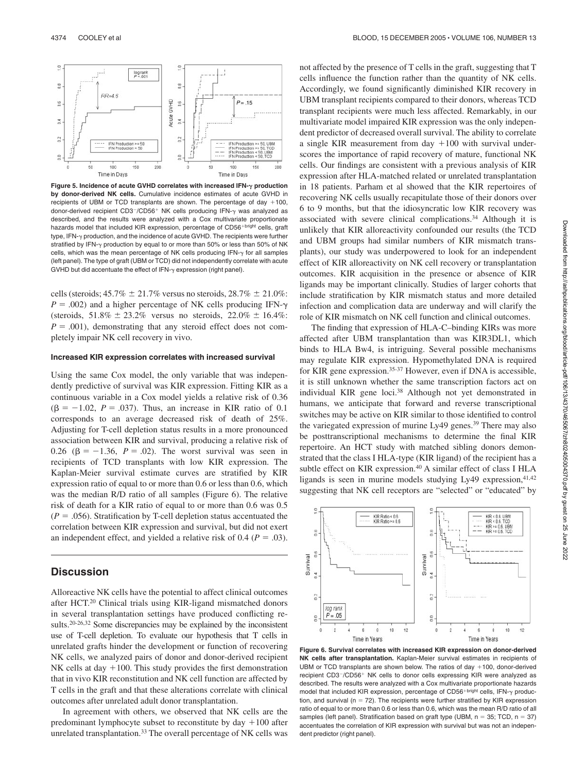**Figure 5. Incidence of acute GVHD correlates with increased IFN-γ production by donor-derived NK cells.** Cumulative incidence estimates of acute GVHD in recipients of UBM or TCD transplants are shown. The percentage of day +100, donor-derived recipient CD3⁻/CD56⁺ NK cells producing IFN-γ was analyzed as described, and the results were analyzed with a Cox multivariate proportionate hazards model that included KIR expression, percentage of CD56$^{+bright}$ cells, graft type, IFN-γ production, and the incidence of acute GVHD. The recipients were further stratified by IFN-γ production by equal to or more than 50% or less than 50% of NK cells, which was the mean percentage of NK cells producing IFN-γ for all samples (left panel). The type of graft (UBM or TCD) did not independently correlate with acute GVHD but did accentuate the effect of IFN-γ expression (right panel).

cells (steroids; 45.7% ± 21.7% versus no steroids, 28.7% ± 21.0%: $P = .002$) and a higher percentage of NK cells producing IFN-γ (steroids, 51.8% ± 23.2% versus no steroids, 22.0% ± 16.4%: $P = .001$), demonstrating that any steroid effect does not completely impair NK cell recovery in vivo.

### Increased KIR expression correlates with increased survival

Using the same Cox model, the only variable that was independently predictive of survival was KIR expression. Fitting KIR as a continuous variable in a Cox model yields a relative risk of 0.36 ($\beta = -1.02$, $P = .037$). Thus, an increase in KIR ratio of 0.1 corresponds to an average decreased risk of death of 25%. Adjusting for T-cell depletion status results in a more pronounced association between KIR and survival, producing a relative risk of 0.26 ($\beta = -1.36$, $P = .02$). The worst survival was seen in recipients of TCD transplants with low KIR expression. The Kaplan-Meier survival estimate curves are stratified by KIR expression ratio of equal to or more than 0.6 or less than 0.6, which was the median R/D ratio of all samples (Figure 6). The relative risk of death for a KIR ratio of equal to or more than 0.6 was 0.5 ($P = .056$). Stratification by T-cell depletion status accentuated the correlation between KIR expression and survival, but did not exert an independent effect, and yielded a relative risk of 0.4 ($P = .03$).

## Discussion

Alloreactive NK cells have the potential to affect clinical outcomes after HCT.[20] Clinical trials using KIR-ligand mismatched donors in several transplantation settings have produced conflicting results.[20-26,32] Some discrepancies may be explained by the inconsistent use of T-cell depletion. To evaluate our hypothesis that T cells in unrelated grafts hinder the development or function of recovering NK cells, we analyzed pairs of donor and donor-derived recipient NK cells at day +100. This study provides the first demonstration that in vivo KIR reconstitution and NK cell function are affected by T cells in the graft and that these alterations correlate with clinical outcomes after unrelated adult donor transplantation.

In agreement with others, we observed that NK cells are the predominant lymphocyte subset to reconstitute by day +100 after unrelated transplantation.[33] The overall percentage of NK cells was not affected by the presence of T cells in the graft, suggesting that T cells influence the function rather than the quantity of NK cells. Accordingly, we found significantly diminished KIR recovery in UBM transplant recipients compared to their donors, whereas TCD transplant recipients were much less affected. Remarkably, in our multivariate model impaired KIR expression was the only independent predictor of decreased overall survival. The ability to correlate a single KIR measurement from day +100 with survival underscores the importance of rapid recovery of mature, functional NK cells. Our findings are consistent with a previous analysis of KIR expression after HLA-matched related or unrelated transplantation in 18 patients. Parham et al showed that the KIR repertoires of recovering NK cells usually recapitulate those of their donors over 6 to 9 months, but that the idiosyncratic low KIR recovery was associated with severe clinical complications.[34] Although it is unlikely that KIR alloreactivity confounded our results (the TCD and UBM groups had similar numbers of KIR mismatch transplants), our study was underpowered to look for an independent effect of KIR alloreactivity on NK cell recovery or transplantation outcomes. KIR acquisition in the presence or absence of KIR ligands may be important clinically. Studies of larger cohorts that include stratification by KIR mismatch status and more detailed infection and complication data are underway and will clarify the role of KIR mismatch on NK cell function and clinical outcomes.

The finding that expression of HLA-C–binding KIRs was more affected after UBM transplantation than was KIR3DL1, which binds to HLA Bw4, is intriguing. Several possible mechanisms may regulate KIR expression. Hypomethylated DNA is required for KIR gene expression.[35-37] However, even if DNA is accessible, it is still unknown whether the same transcription factors act on individual KIR gene loci.[38] Although not yet demonstrated in humans, we anticipate that forward and reverse transcriptional switches may be active on KIR similar to those identified to control the variegated expression of murine Ly49 genes.[39] There may also be posttranscriptional mechanisms to determine the final KIR repertoire. An HCT study with matched sibling donors demonstrated that the class I HLA-type (KIR ligand) of the recipient has a subtle effect on KIR expression.[40] A similar effect of class I HLA ligands is seen in murine models studying Ly49 expression,[41,42] suggesting that NK cell receptors are "selected" or "educated" by

**Figure 6. Survival correlates with increased KIR expression on donor-derived NK cells after transplantation.** Kaplan-Meier survival estimates in recipients of UBM or TCD transplants are shown below. The ratios of day +100, donor-derived recipient CD3⁻/CD56⁺ NK cells to donor cells expressing KIR were analyzed as described. The results were analyzed with a Cox multivariate proportionate hazards model that included KIR expression, percentage of CD56$^{+bright}$ cells, IFN-γ production, and survival ($n = 72$). The recipients were further stratified by KIR expression ratio of equal to or more than 0.6 or less than 0.6, which was the median R/D ratio of all samples (left panel). Stratification based on graft type (UBM, $n = 35$; TCD, $n = 37$) accentuates the correlation of KIR expression with survival but was not an independent predictor (right panel).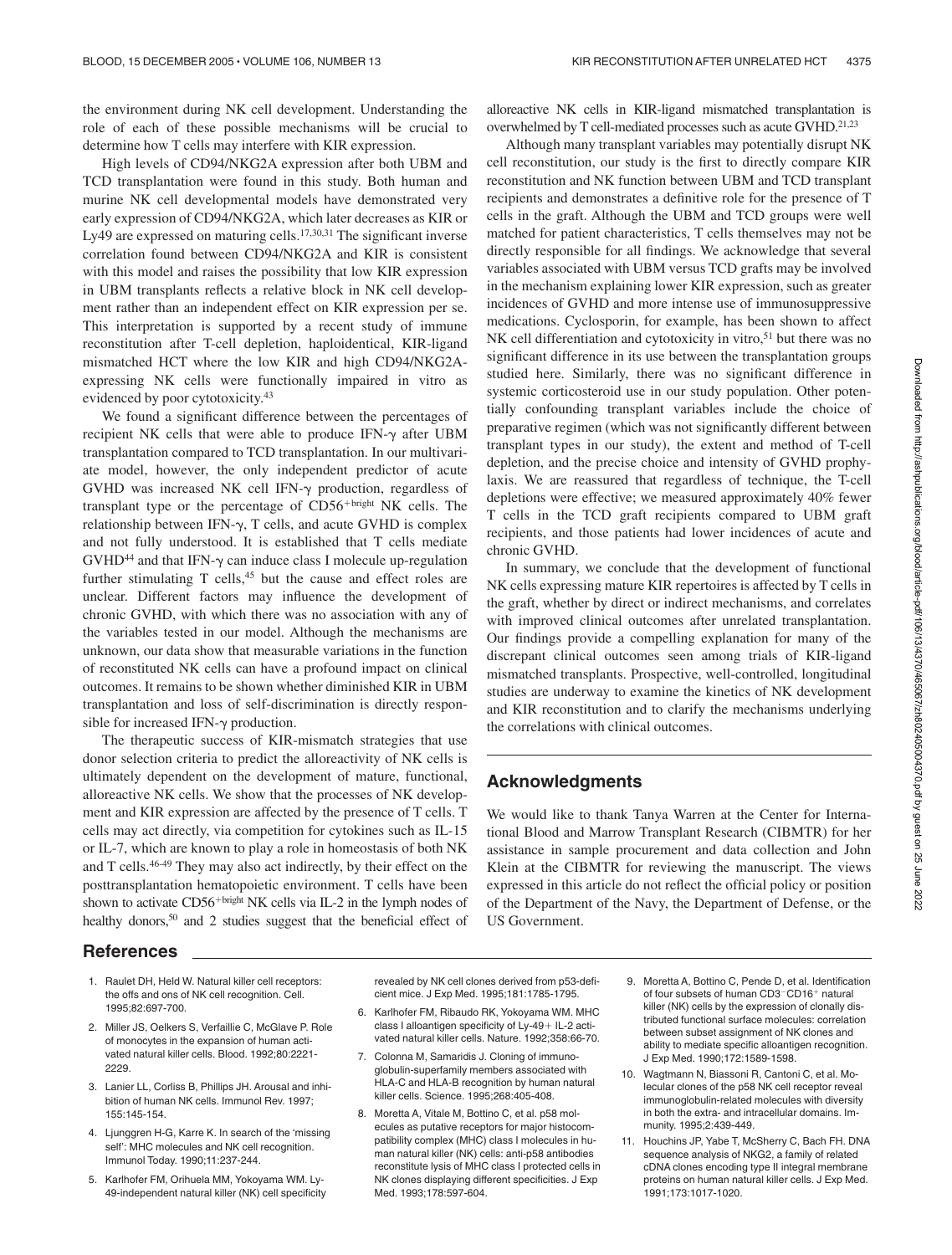the environment during NK cell development. Understanding the role of each of these possible mechanisms will be crucial to determine how T cells may interfere with KIR expression.

High levels of CD94/NKG2A expression after both UBM and TCD transplantation were found in this study. Both human and murine NK cell developmental models have demonstrated very early expression of CD94/NKG2A, which later decreases as KIR or Ly49 are expressed on maturing cells.[17,30,31] The significant inverse correlation found between CD94/NKG2A and KIR is consistent with this model and raises the possibility that low KIR expression in UBM transplants reflects a relative block in NK cell development rather than an independent effect on KIR expression per se. This interpretation is supported by a recent study of immune reconstitution after T-cell depletion, haploidentical, KIR-ligand mismatched HCT where the low KIR and high CD94/NKG2A-expressing NK cells were functionally impaired in vitro as evidenced by poor cytotoxicity.[43]

We found a significant difference between the percentages of recipient NK cells that were able to produce IFN-γ after UBM transplantation compared to TCD transplantation. In our multivariate model, however, the only independent predictor of acute GVHD was increased NK cell IFN-γ production, regardless of transplant type or the percentage of CD56$^{+bright}$ NK cells. The relationship between IFN-γ, T cells, and acute GVHD is complex and not fully understood. It is established that T cells mediate GVHD[44] and that IFN-γ can induce class I molecule up-regulation further stimulating T cells,[45] but the cause and effect roles are unclear. Different factors may influence the development of chronic GVHD, with which there was no association with any of the variables tested in our model. Although the mechanisms are unknown, our data show that measurable variations in the function of reconstituted NK cells can have a profound impact on clinical outcomes. It remains to be shown whether diminished KIR in UBM transplantation and loss of self-discrimination is directly responsible for increased IFN-γ production.

The therapeutic success of KIR-mismatch strategies that use donor selection criteria to predict the alloreactivity of NK cells is ultimately dependent on the development of mature, functional, alloreactive NK cells. We show that the processes of NK development and KIR expression are affected by the presence of T cells. T cells may act directly, via competition for cytokines such as IL-15 or IL-7, which are known to play a role in homeostasis of both NK and T cells.[46-49] They may also act indirectly, by their effect on the posttransplantation hematopoietic environment. T cells have been shown to activate CD56$^{+bright}$ NK cells via IL-2 in the lymph nodes of healthy donors,[50] and 2 studies suggest that the beneficial effect of alloreactive NK cells in KIR-ligand mismatched transplantation is overwhelmed by T cell-mediated processes such as acute GVHD.[21,23]

Although many transplant variables may potentially disrupt NK cell reconstitution, our study is the first to directly compare KIR reconstitution and NK function between UBM and TCD transplant recipients and demonstrates a definitive role for the presence of T cells in the graft. Although the UBM and TCD groups were well matched for patient characteristics, T cells themselves may not be directly responsible for all findings. We acknowledge that several variables associated with UBM versus TCD grafts may be involved in the mechanism explaining lower KIR expression, such as greater incidences of GVHD and more intense use of immunosuppressive medications. Cyclosporin, for example, has been shown to affect NK cell differentiation and cytotoxicity in vitro,[51] but there was no significant difference in its use between the transplantation groups studied here. Similarly, there was no significant difference in systemic corticosteroid use in our study population. Other potentially confounding transplant variables include the choice of preparative regimen (which was not significantly different between transplant types in our study), the extent and method of T-cell depletion, and the precise choice and intensity of GVHD prophylaxis. We are reassured that regardless of technique, the T-cell depletions were effective; we measured approximately 40% fewer T cells in the TCD graft recipients compared to UBM graft recipients, and those patients had lower incidences of acute and chronic GVHD.

In summary, we conclude that the development of functional NK cells expressing mature KIR repertoires is affected by T cells in the graft, whether by direct or indirect mechanisms, and correlates with improved clinical outcomes after unrelated transplantation. Our findings provide a compelling explanation for many of the discrepant clinical outcomes seen among trials of KIR-ligand mismatched transplants. Prospective, well-controlled, longitudinal studies are underway to examine the kinetics of NK development and KIR reconstitution and to clarify the mechanisms underlying the correlations with clinical outcomes.

## Acknowledgments

We would like to thank Tanya Warren at the Center for International Blood and Marrow Transplant Research (CIBMTR) for her assistance in sample procurement and data collection and John Klein at the CIBMTR for reviewing the manuscript. The views expressed in this article do not reflect the official policy or position of the Department of the Navy, the Department of Defense, or the US Government.

## References

1. Raulet DH, Held W. Natural killer cell receptors: the offs and ons of NK cell recognition. Cell. 1995;82:697-700.
2. Miller JS, Oelkers S, Verfaillie C, McGlave P. Role of monocytes in the expansion of human activated natural killer cells. Blood. 1992;80:2221-2229.
3. Lanier LL, Corliss B, Phillips JH. Arousal and inhibition of human NK cells. Immunol Rev. 1997; 155:145-154.
4. Ljunggren H-G, Karre K. In search of the 'missing self': MHC molecules and NK cell recognition. Immunol Today. 1990;11:237-244.
5. Karlhofer FM, Orihuela MM, Yokoyama WM. Ly-49-independent natural killer (NK) cell specificity revealed by NK cell clones derived from p53-deficient mice. J Exp Med. 1995;181:1785-1795.
6. Karlhofer FM, Ribaudo RK, Yokoyama WM. MHC class I alloantigen specificity of Ly-49+ IL-2 activated natural killer cells. Nature. 1992;358:66-70.
7. Colonna M, Samaridis J. Cloning of immunoglobulin-superfamily members associated with HLA-C and HLA-B recognition by human natural killer cells. Science. 1995;268:405-408.
8. Moretta A, Vitale M, Bottino C, et al. p58 molecules as putative receptors for major histocompatibility complex (MHC) class I molecules in human natural killer (NK) cells: anti-p58 antibodies reconstitute lysis of MHC class I protected cells in NK clones displaying different specificities. J Exp Med. 1993;178:597-604.
9. Moretta A, Bottino C, Pende D, et al. Identification of four subsets of human CD3$^{-}$CD16$^{+}$ natural killer (NK) cells by the expression of clonally distributed functional surface molecules: correlation between subset assignment of NK clones and ability to mediate specific alloantigen recognition. J Exp Med. 1990;172:1589-1598.
10. Wagtmann N, Biassoni R, Cantoni C, et al. Molecular clones of the p58 NK cell receptor reveal immunoglobulin-related molecules with diversity in both the extra- and intracellular domains. Immunity. 1995;2:439-449.
11. Houchins JP, Yabe T, McSherry C, Bach FH. DNA sequence analysis of NKG2, a family of related cDNA clones encoding type II integral membrane proteins on human natural killer cells. J Exp Med. 1991;173:1017-1020.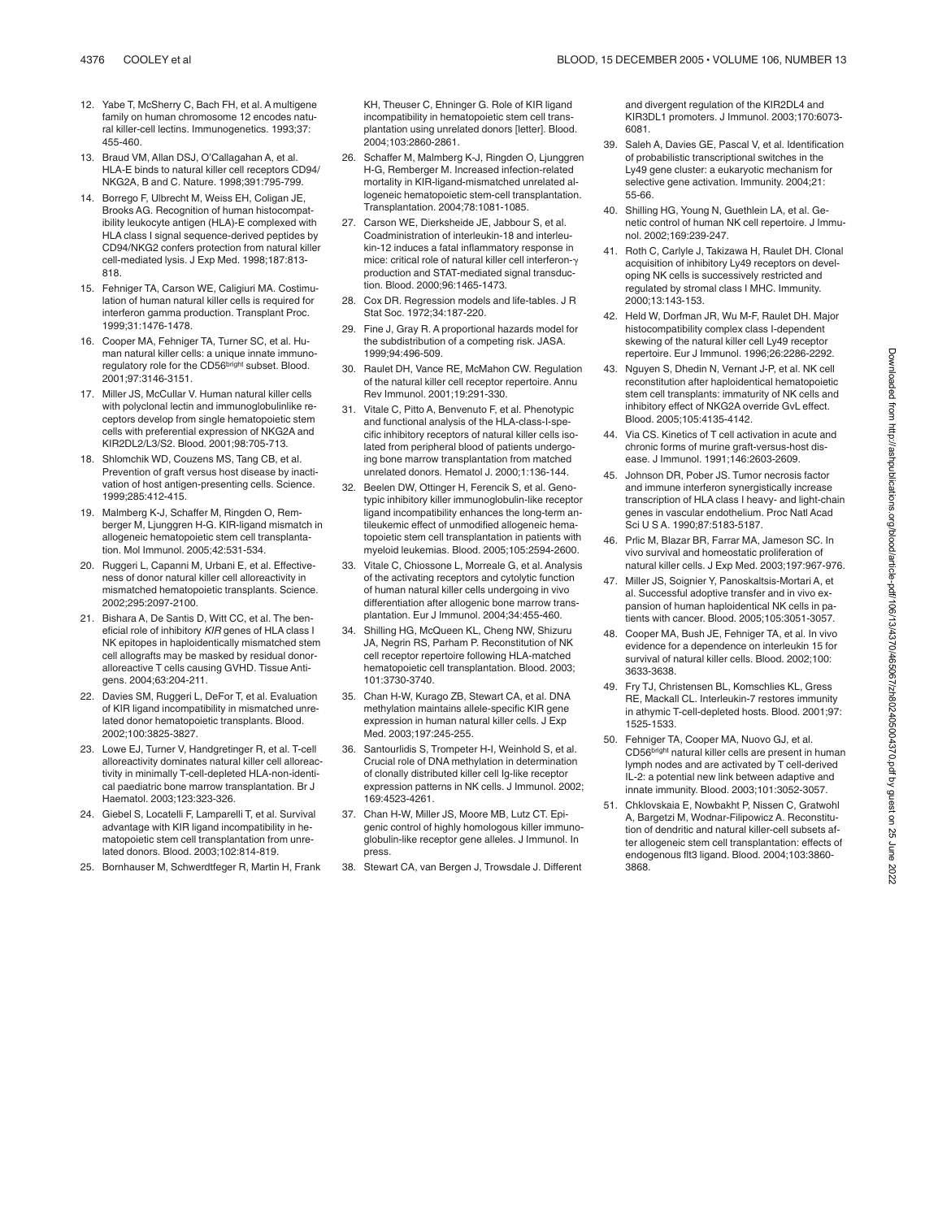12. Yabe T, McSherry C, Bach FH, et al. A multigene family on human chromosome 12 encodes natural killer-cell lectins. Immunogenetics. 1993;37:455-460.
13. Braud VM, Allan DSJ, O'Callagahan A, et al. HLA-E binds to natural killer cell receptors CD94/NKG2A, B and C. Nature. 1998;391:795-799.
14. Borrego F, Ulbrecht M, Weiss EH, Coligan JE, Brooks AG. Recognition of human histocompatibility leukocyte antigen (HLA)-E complexed with HLA class I signal sequence-derived peptides by CD94/NKG2 confers protection from natural killer cell-mediated lysis. J Exp Med. 1998;187:813-818.
15. Fehniger TA, Carson WE, Caligiuri MA. Costimulation of human natural killer cells is required for interferon gamma production. Transplant Proc. 1999;31:1476-1478.
16. Cooper MA, Fehniger TA, Turner SC, et al. Human natural killer cells: a unique innate immunoregulatory role for the CD56bright subset. Blood. 2001;97:3146-3151.
17. Miller JS, McCullar V. Human natural killer cells with polyclonal lectin and immunoglobulinlike receptors develop from single hematopoietic stem cells with preferential expression of NKG2A and KIR2DL2/L3/S2. Blood. 2001;98:705-713.
18. Shlomchik WD, Couzens MS, Tang CB, et al. Prevention of graft versus host disease by inactivation of host antigen-presenting cells. Science. 1999;285:412-415.
19. Malmberg K-J, Schaffer M, Ringden O, Remberger M, Ljunggren H-G. KIR-ligand mismatch in allogeneic hematopoietic stem cell transplantation. Mol Immunol. 2005;42:531-534.
20. Ruggeri L, Capanni M, Urbani E, et al. Effectiveness of donor natural killer cell alloreactivity in mismatched hematopoietic transplants. Science. 2002;295:2097-2100.
21. Bishara A, De Santis D, Witt CC, et al. The beneficial role of inhibitory *KIR* genes of HLA class I NK epitopes in haploidentically mismatched stem cell allografts may be masked by residual donor-alloreactive T cells causing GVHD. Tissue Antigens. 2004;63:204-211.
22. Davies SM, Ruggeri L, DeFor T, et al. Evaluation of KIR ligand incompatibility in mismatched unrelated donor hematopoietic transplants. Blood. 2002;100:3825-3827.
23. Lowe EJ, Turner V, Handgretinger R, et al. T-cell alloreactivity dominates natural killer cell alloreactivity in minimally T-cell-depleted HLA-non-identical paediatric bone marrow transplantation. Br J Haematol. 2003;123:323-326.
24. Giebel S, Locatelli F, Lamparelli T, et al. Survival advantage with KIR ligand incompatibility in hematopoietic stem cell transplantation from unrelated donors. Blood. 2003;102:814-819.
25. Bornhauser M, Schwerdtfeger R, Martin H, Frank KH, Theuser C, Ehninger G. Role of KIR ligand incompatibility in hematopoietic stem cell transplantation using unrelated donors [letter]. Blood. 2004;103:2860-2861.
26. Schaffer M, Malmberg K-J, Ringden O, Ljunggren H-G, Remberger M. Increased infection-related mortality in KIR-ligand-mismatched unrelated allogeneic hematopoietic stem-cell transplantation. Transplantation. 2004;78:1081-1085.
27. Carson WE, Dierksheide JE, Jabbour S, et al. Coadministration of interleukin-18 and interleukin-12 induces a fatal inflammatory response in mice: critical role of natural killer cell interferon-γ production and STAT-mediated signal transduction. Blood. 2000;96:1465-1473.
28. Cox DR. Regression models and life-tables. J R Stat Soc. 1972;34:187-220.
29. Fine J, Gray R. A proportional hazards model for the subdistribution of a competing risk. JASA. 1999;94:496-509.
30. Raulet DH, Vance RE, McMahon CW. Regulation of the natural killer cell receptor repertoire. Annu Rev Immunol. 2001;19:291-330.
31. Vitale C, Pitto A, Benvenuto F, et al. Phenotypic and functional analysis of the HLA-class-I-specific inhibitory receptors of natural killer cells isolated from peripheral blood of patients undergoing bone marrow transplantation from matched unrelated donors. Hematol J. 2000;1:136-144.
32. Beelen DW, Ottinger H, Ferencik S, et al. Genotypic inhibitory killer immunoglobulin-like receptor ligand incompatibility enhances the long-term antileukemic effect of unmodified allogeneic hematopoietic stem cell transplantation in patients with myeloid leukemias. Blood. 2005;105:2594-2600.
33. Vitale C, Chiossone L, Morreale G, et al. Analysis of the activating receptors and cytolytic function of human natural killer cells undergoing in vivo differentiation after allogenic bone marrow transplantation. Eur J Immunol. 2004;34:455-460.
34. Shilling HG, McQueen KL, Cheng NW, Shizuru JA, Negrin RS, Parham P. Reconstitution of NK cell receptor repertoire following HLA-matched hematopoietic cell transplantation. Blood. 2003;101:3730-3740.
35. Chan H-W, Kurago ZB, Stewart CA, et al. DNA methylation maintains allele-specific KIR gene expression in human natural killer cells. J Exp Med. 2003;197:245-255.
36. Santourlidis S, Trompeter H-I, Weinhold S, et al. Crucial role of DNA methylation in determination of clonally distributed killer cell Ig-like receptor expression patterns in NK cells. J Immunol. 2002;169:4523-4261.
37. Chan H-W, Miller JS, Moore MB, Lutz CT. Epigenic control of highly homologous killer immunoglobulin-like receptor gene alleles. J Immunol. In press.
38. Stewart CA, van Bergen J, Trowsdale J. Different and divergent regulation of the KIR2DL4 and KIR3DL1 promoters. J Immunol. 2003;170:6073-6081.
39. Saleh A, Davies GE, Pascal V, et al. Identification of probabilistic transcriptional switches in the Ly49 gene cluster: a eukaryotic mechanism for selective gene activation. Immunity. 2004;21:55-66.
40. Shilling HG, Young N, Guethlein LA, et al. Genetic control of human NK cell repertoire. J Immunol. 2002;169:239-247.
41. Roth C, Carlyle J, Takizawa H, Raulet DH. Clonal acquisition of inhibitory Ly49 receptors on developing NK cells is successively restricted and regulated by stromal class I MHC. Immunity. 2000;13:143-153.
42. Held W, Dorfman JR, Wu M-F, Raulet DH. Major histocompatibility complex class I-dependent skewing of the natural killer cell Ly49 receptor repertoire. Eur J Immunol. 1996;26:2286-2292.
43. Nguyen S, Dhedin N, Vernant J-P, et al. NK cell reconstitution after haploidentical hematopoietic stem cell transplants: immaturity of NK cells and inhibitory effect of NKG2A override GvL effect. Blood. 2005;105:4135-4142.
44. Via CS. Kinetics of T cell activation in acute and chronic forms of murine graft-versus-host disease. J Immunol. 1991;146:2603-2609.
45. Johnson DR, Pober JS. Tumor necrosis factor and immune interferon synergistically increase transcription of HLA class I heavy- and light-chain genes in vascular endothelium. Proc Natl Acad Sci U S A. 1990;87:5183-5187.
46. Prlic M, Blazar BR, Farrar MA, Jameson SC. In vivo survival and homeostatic proliferation of natural killer cells. J Exp Med. 2003;197:967-976.
47. Miller JS, Soignier Y, Panoskaltsis-Mortari A, et al. Successful adoptive transfer and in vivo expansion of human haploidentical NK cells in patients with cancer. Blood. 2005;105:3051-3057.
48. Cooper MA, Bush JE, Fehniger TA, et al. In vivo evidence for a dependence on interleukin 15 for survival of natural killer cells. Blood. 2002;100:3633-3638.
49. Fry TJ, Christensen BL, Komschlies KL, Gress RE, Mackall CL. Interleukin-7 restores immunity in athymic T-cell-depleted hosts. Blood. 2001;97:1525-1533.
50. Fehniger TA, Cooper MA, Nuovo GJ, et al. CD56bright natural killer cells are present in human lymph nodes and are activated by T cell-derived IL-2: a potential new link between adaptive and innate immunity. Blood. 2003;101:3052-3057.
51. Chklovskaia E, Nowbakht P, Nissen C, Gratwohl A, Bargetzi M, Wodnar-Filipowicz A. Reconstitution of dendritic and natural killer-cell subsets after allogeneic stem cell transplantation: effects of endogenous flt3 ligand. Blood. 2004;103:3860-3868.